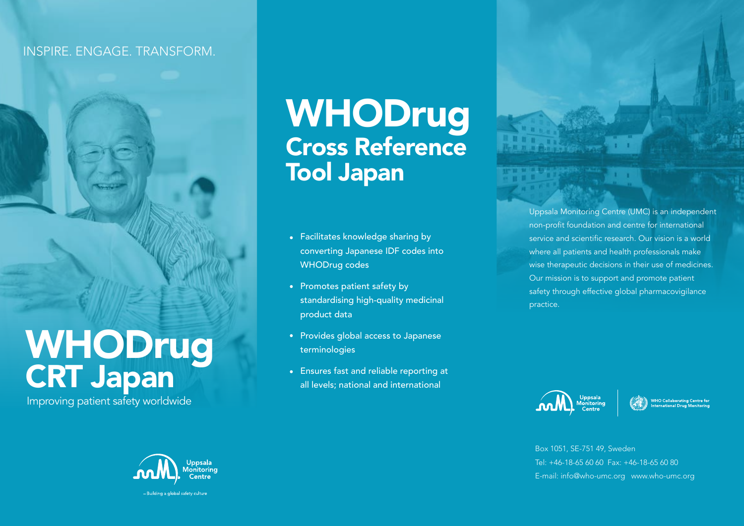INSPIRE. ENGAGE. TRANSFORM.

# WHODrug CRT Japan

Improving patient safety worldwide

Uppsala Monitoring Centre

– Building a global safety culture

# WHODrug
## Cross Reference Tool Japan

- Facilitates knowledge sharing by converting Japanese IDF codes into WHODrug codes
- Promotes patient safety by standardising high-quality medicinal product data
- Provides global access to Japanese terminologies
- Ensures fast and reliable reporting at all levels; national and international

Uppsala Monitoring Centre (UMC) is an independent non-profit foundation and centre for international service and scientific research. Our vision is a world where all patients and health professionals make wise therapeutic decisions in their use of medicines. Our mission is to support and promote patient safety through effective global pharmacovigilance practice.

Uppsala Monitoring Centre

WHO Collaborating Centre for International Drug Monitoring

Box 1051, SE-751 49, Sweden
Tel: +46-18-65 60 60 Fax: +46-18-65 60 80
E-mail: info@who-umc.org www.who-umc.org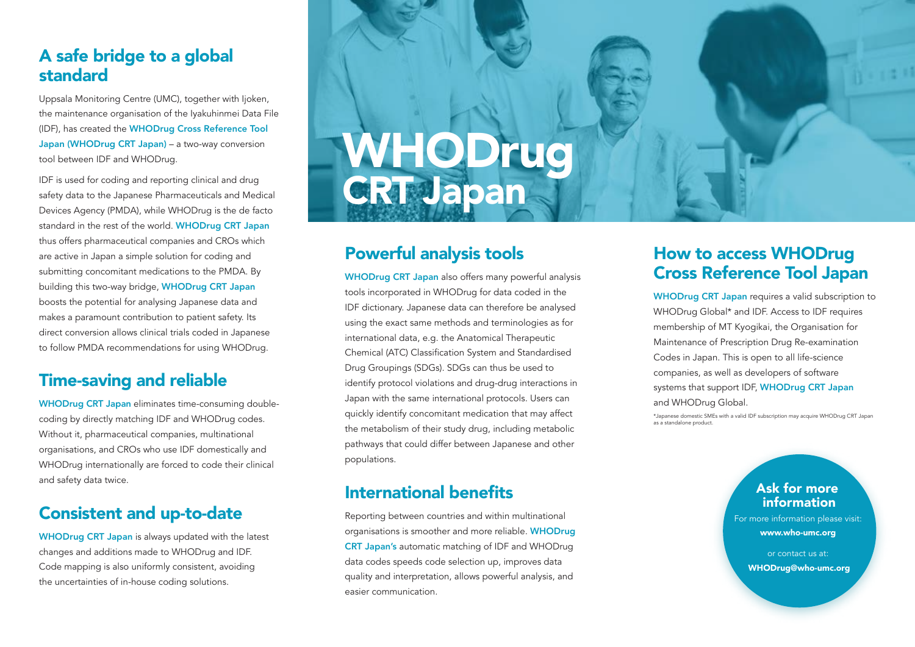## A safe bridge to a global standard

Uppsala Monitoring Centre (UMC), together with Ijoken, the maintenance organisation of the Iyakuhinmei Data File (IDF), has created the **WHODrug Cross Reference Tool Japan (WHODrug CRT Japan)** – a two-way conversion tool between IDF and WHODrug.

IDF is used for coding and reporting clinical and drug safety data to the Japanese Pharmaceuticals and Medical Devices Agency (PMDA), while WHODrug is the de facto standard in the rest of the world. **WHODrug CRT Japan** thus offers pharmaceutical companies and CROs which are active in Japan a simple solution for coding and submitting concomitant medications to the PMDA. By building this two-way bridge, **WHODrug CRT Japan** boosts the potential for analysing Japanese data and makes a paramount contribution to patient safety. Its direct conversion allows clinical trials coded in Japanese to follow PMDA recommendations for using WHODrug.

## Time-saving and reliable

**WHODrug CRT Japan** eliminates time-consuming double-coding by directly matching IDF and WHODrug codes. Without it, pharmaceutical companies, multinational organisations, and CROs who use IDF domestically and WHODrug internationally are forced to code their clinical and safety data twice.

## Consistent and up-to-date

**WHODrug CRT Japan** is always updated with the latest changes and additions made to WHODrug and IDF. Code mapping is also uniformly consistent, avoiding the uncertainties of in-house coding solutions.

# WHODrug CRT Japan

## Powerful analysis tools

**WHODrug CRT Japan** also offers many powerful analysis tools incorporated in WHODrug for data coded in the IDF dictionary. Japanese data can therefore be analysed using the exact same methods and terminologies as for international data, e.g. the Anatomical Therapeutic Chemical (ATC) Classification System and Standardised Drug Groupings (SDGs). SDGs can thus be used to identify protocol violations and drug-drug interactions in Japan with the same international protocols. Users can quickly identify concomitant medication that may affect the metabolism of their study drug, including metabolic pathways that could differ between Japanese and other populations.

## International benefits

Reporting between countries and within multinational organisations is smoother and more reliable. **WHODrug CRT Japan's** automatic matching of IDF and WHODrug data codes speeds code selection up, improves data quality and interpretation, allows powerful analysis, and easier communication.

## How to access WHODrug Cross Reference Tool Japan

**WHODrug CRT Japan** requires a valid subscription to WHODrug Global* and IDF. Access to IDF requires membership of MT Kyogikai, the Organisation for Maintenance of Prescription Drug Re-examination Codes in Japan. This is open to all life-science companies, as well as developers of software systems that support IDF, **WHODrug CRT Japan** and WHODrug Global.

*Japanese domestic SMEs with a valid IDF subscription may acquire WHODrug CRT Japan as a standalone product.

### Ask for more information

For more information please visit:
**www.who-umc.org**

or contact us at:
**WHODrug@who-umc.org**